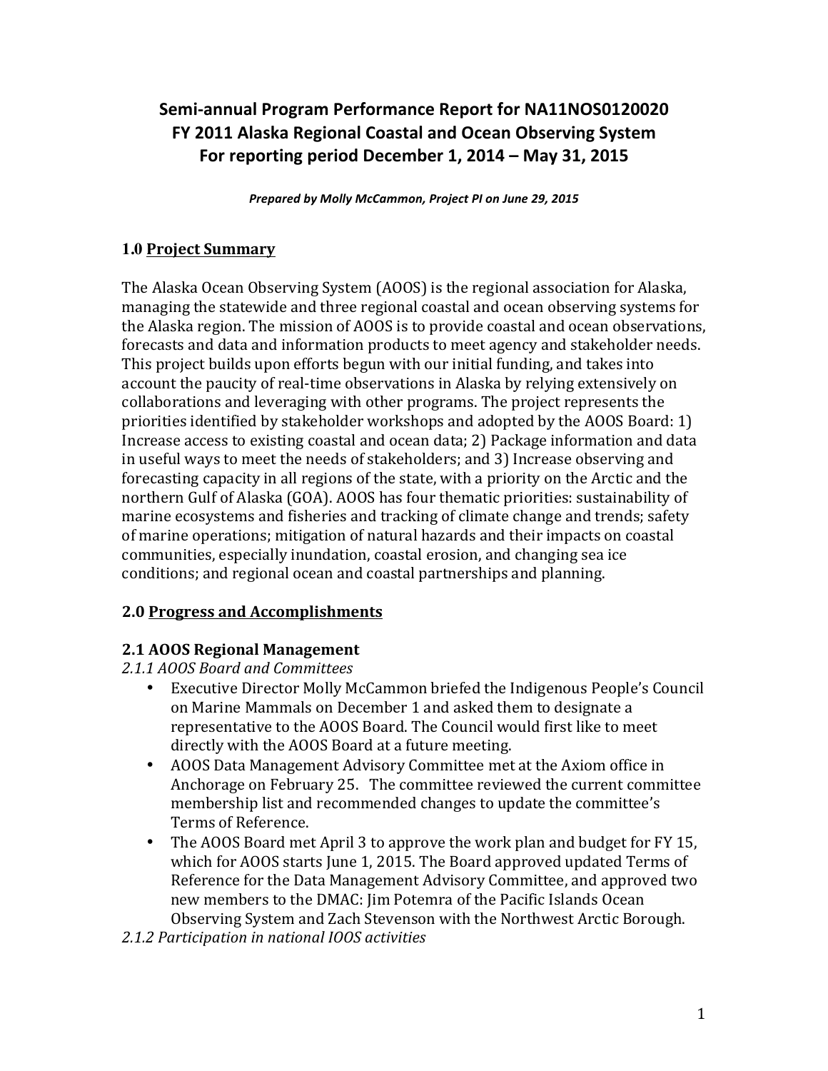# Semi-annual Program Performance Report for NA11NOS0120020
# FY 2011 Alaska Regional Coastal and Ocean Observing System
# For reporting period December 1, 2014 – May 31, 2015

***Prepared by Molly McCammon, Project PI on June 29, 2015***

## 1.0 Project Summary

The Alaska Ocean Observing System (AOOS) is the regional association for Alaska, managing the statewide and three regional coastal and ocean observing systems for the Alaska region. The mission of AOOS is to provide coastal and ocean observations, forecasts and data and information products to meet agency and stakeholder needs. This project builds upon efforts begun with our initial funding, and takes into account the paucity of real-time observations in Alaska by relying extensively on collaborations and leveraging with other programs. The project represents the priorities identified by stakeholder workshops and adopted by the AOOS Board: 1) Increase access to existing coastal and ocean data; 2) Package information and data in useful ways to meet the needs of stakeholders; and 3) Increase observing and forecasting capacity in all regions of the state, with a priority on the Arctic and the northern Gulf of Alaska (GOA). AOOS has four thematic priorities: sustainability of marine ecosystems and fisheries and tracking of climate change and trends; safety of marine operations; mitigation of natural hazards and their impacts on coastal communities, especially inundation, coastal erosion, and changing sea ice conditions; and regional ocean and coastal partnerships and planning.

## 2.0 Progress and Accomplishments

### 2.1 AOOS Regional Management

*2.1.1 AOOS Board and Committees*

- Executive Director Molly McCammon briefed the Indigenous People's Council on Marine Mammals on December 1 and asked them to designate a representative to the AOOS Board. The Council would first like to meet directly with the AOOS Board at a future meeting.
- AOOS Data Management Advisory Committee met at the Axiom office in Anchorage on February 25. The committee reviewed the current committee membership list and recommended changes to update the committee's Terms of Reference.
- The AOOS Board met April 3 to approve the work plan and budget for FY 15, which for AOOS starts June 1, 2015. The Board approved updated Terms of Reference for the Data Management Advisory Committee, and approved two new members to the DMAC: Jim Potemra of the Pacific Islands Ocean Observing System and Zach Stevenson with the Northwest Arctic Borough.

*2.1.2 Participation in national IOOS activities*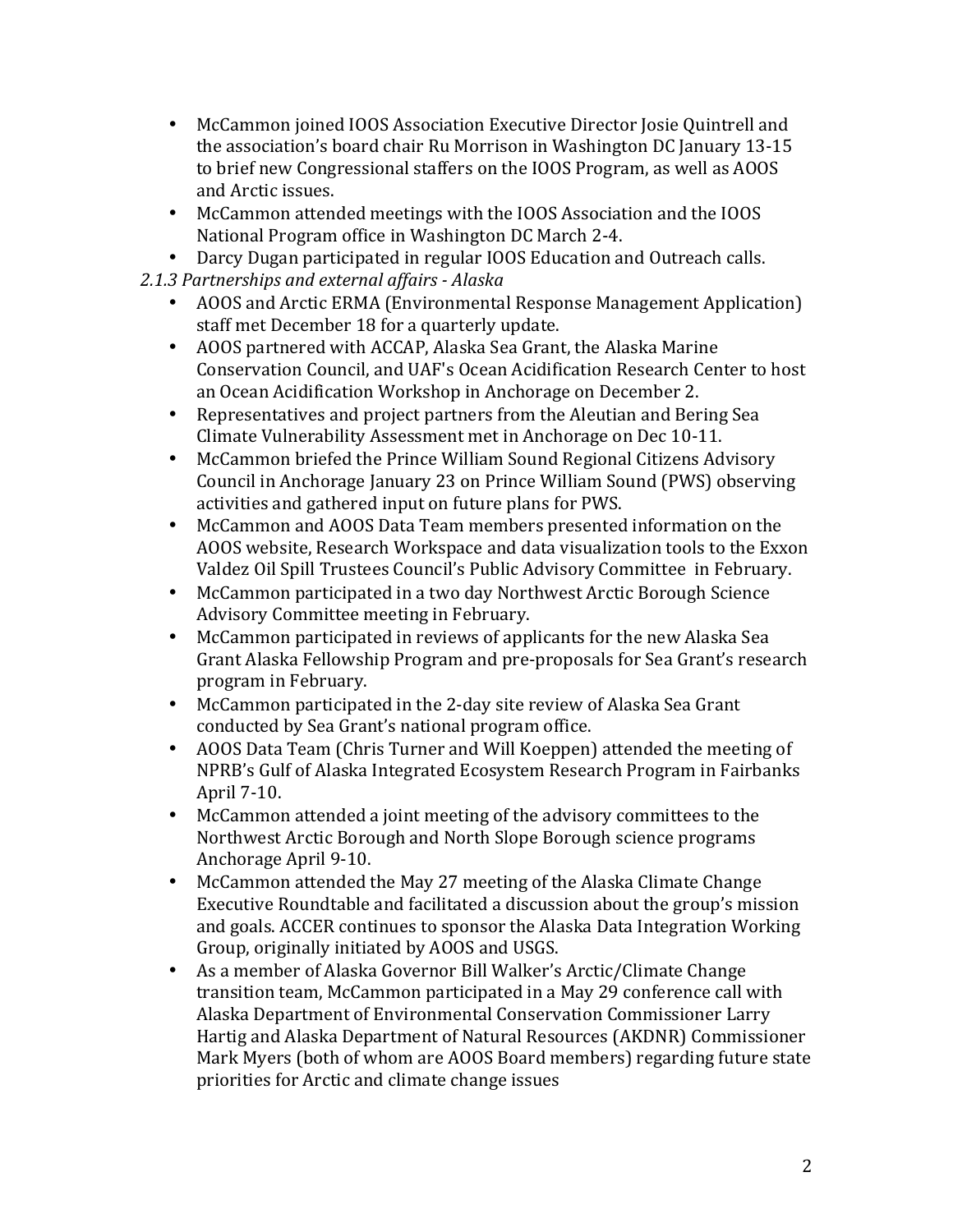- McCammon joined IOOS Association Executive Director Josie Quintrell and the association's board chair Ru Morrison in Washington DC January 13-15 to brief new Congressional staffers on the IOOS Program, as well as AOOS and Arctic issues.
- McCammon attended meetings with the IOOS Association and the IOOS National Program office in Washington DC March 2-4.
- Darcy Dugan participated in regular IOOS Education and Outreach calls.

*2.1.3 Partnerships and external affairs - Alaska*

- AOOS and Arctic ERMA (Environmental Response Management Application) staff met December 18 for a quarterly update.
- AOOS partnered with ACCAP, Alaska Sea Grant, the Alaska Marine Conservation Council, and UAF's Ocean Acidification Research Center to host an Ocean Acidification Workshop in Anchorage on December 2.
- Representatives and project partners from the Aleutian and Bering Sea Climate Vulnerability Assessment met in Anchorage on Dec 10-11.
- McCammon briefed the Prince William Sound Regional Citizens Advisory Council in Anchorage January 23 on Prince William Sound (PWS) observing activities and gathered input on future plans for PWS.
- McCammon and AOOS Data Team members presented information on the AOOS website, Research Workspace and data visualization tools to the Exxon Valdez Oil Spill Trustees Council's Public Advisory Committee in February.
- McCammon participated in a two day Northwest Arctic Borough Science Advisory Committee meeting in February.
- McCammon participated in reviews of applicants for the new Alaska Sea Grant Alaska Fellowship Program and pre-proposals for Sea Grant's research program in February.
- McCammon participated in the 2-day site review of Alaska Sea Grant conducted by Sea Grant's national program office.
- AOOS Data Team (Chris Turner and Will Koeppen) attended the meeting of NPRB's Gulf of Alaska Integrated Ecosystem Research Program in Fairbanks April 7-10.
- McCammon attended a joint meeting of the advisory committees to the Northwest Arctic Borough and North Slope Borough science programs Anchorage April 9-10.
- McCammon attended the May 27 meeting of the Alaska Climate Change Executive Roundtable and facilitated a discussion about the group's mission and goals. ACCER continues to sponsor the Alaska Data Integration Working Group, originally initiated by AOOS and USGS.
- As a member of Alaska Governor Bill Walker's Arctic/Climate Change transition team, McCammon participated in a May 29 conference call with Alaska Department of Environmental Conservation Commissioner Larry Hartig and Alaska Department of Natural Resources (AKDNR) Commissioner Mark Myers (both of whom are AOOS Board members) regarding future state priorities for Arctic and climate change issues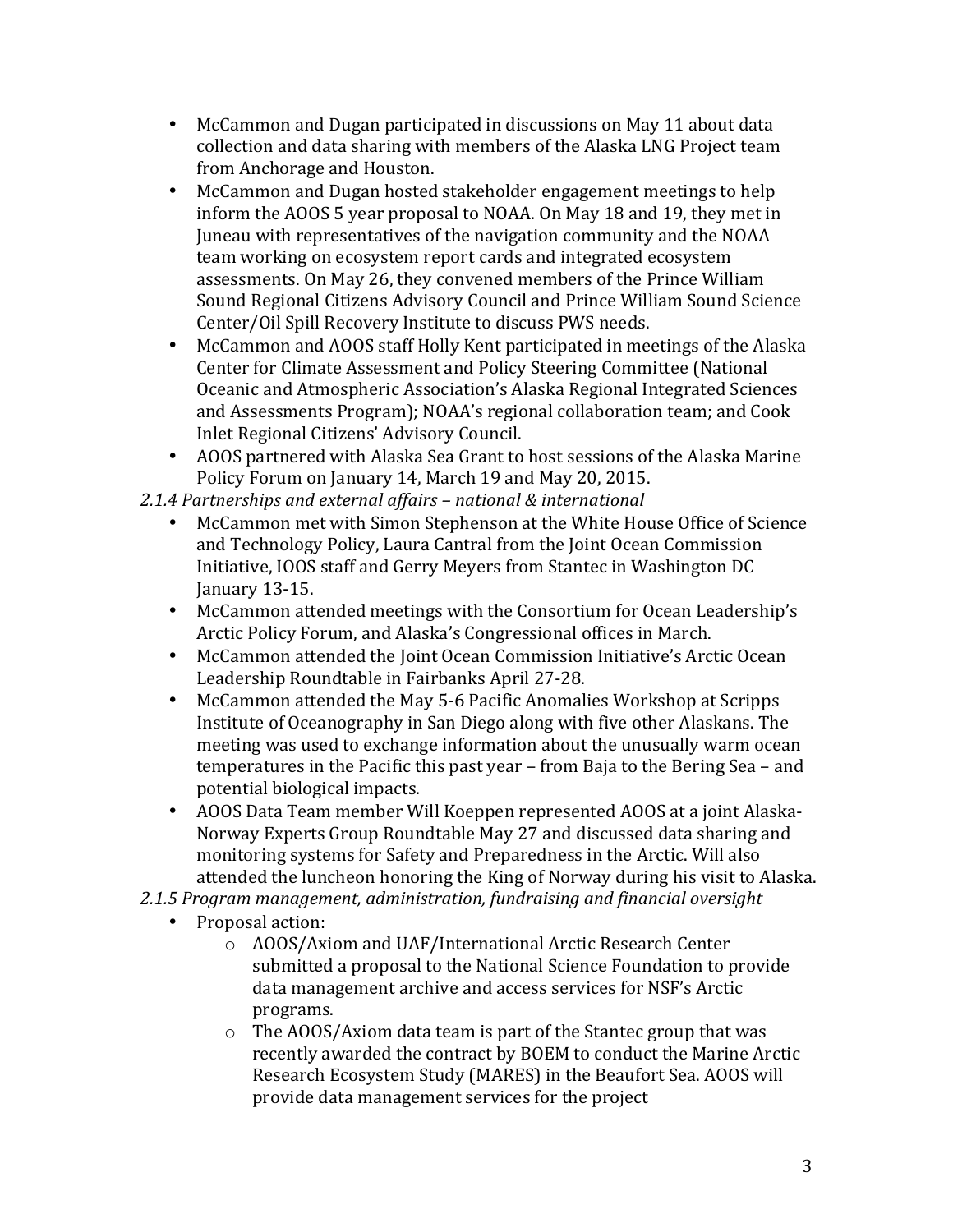- McCammon and Dugan participated in discussions on May 11 about data collection and data sharing with members of the Alaska LNG Project team from Anchorage and Houston.
- McCammon and Dugan hosted stakeholder engagement meetings to help inform the AOOS 5 year proposal to NOAA. On May 18 and 19, they met in Juneau with representatives of the navigation community and the NOAA team working on ecosystem report cards and integrated ecosystem assessments. On May 26, they convened members of the Prince William Sound Regional Citizens Advisory Council and Prince William Sound Science Center/Oil Spill Recovery Institute to discuss PWS needs.
- McCammon and AOOS staff Holly Kent participated in meetings of the Alaska Center for Climate Assessment and Policy Steering Committee (National Oceanic and Atmospheric Association's Alaska Regional Integrated Sciences and Assessments Program); NOAA's regional collaboration team; and Cook Inlet Regional Citizens' Advisory Council.
- AOOS partnered with Alaska Sea Grant to host sessions of the Alaska Marine Policy Forum on January 14, March 19 and May 20, 2015.

*2.1.4 Partnerships and external affairs – national & international*

- McCammon met with Simon Stephenson at the White House Office of Science and Technology Policy, Laura Cantral from the Joint Ocean Commission Initiative, IOOS staff and Gerry Meyers from Stantec in Washington DC January 13-15.
- McCammon attended meetings with the Consortium for Ocean Leadership's Arctic Policy Forum, and Alaska's Congressional offices in March.
- McCammon attended the Joint Ocean Commission Initiative's Arctic Ocean Leadership Roundtable in Fairbanks April 27-28.
- McCammon attended the May 5-6 Pacific Anomalies Workshop at Scripps Institute of Oceanography in San Diego along with five other Alaskans. The meeting was used to exchange information about the unusually warm ocean temperatures in the Pacific this past year – from Baja to the Bering Sea – and potential biological impacts.
- AOOS Data Team member Will Koeppen represented AOOS at a joint Alaska-Norway Experts Group Roundtable May 27 and discussed data sharing and monitoring systems for Safety and Preparedness in the Arctic. Will also attended the luncheon honoring the King of Norway during his visit to Alaska.

*2.1.5 Program management, administration, fundraising and financial oversight*

- Proposal action:
    - AOOS/Axiom and UAF/International Arctic Research Center submitted a proposal to the National Science Foundation to provide data management archive and access services for NSF's Arctic programs.
    - The AOOS/Axiom data team is part of the Stantec group that was recently awarded the contract by BOEM to conduct the Marine Arctic Research Ecosystem Study (MARES) in the Beaufort Sea. AOOS will provide data management services for the project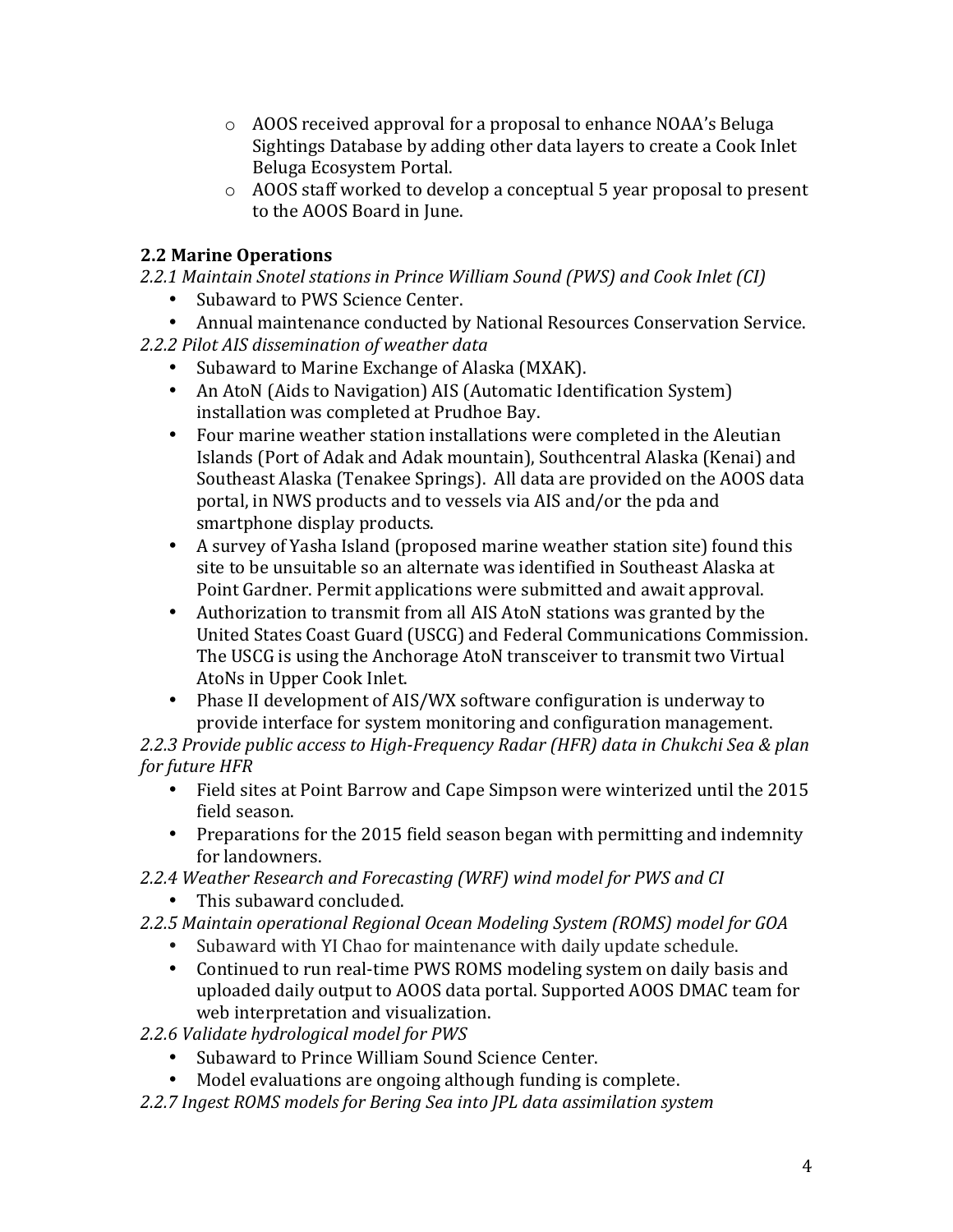- AOOS received approval for a proposal to enhance NOAA's Beluga Sightings Database by adding other data layers to create a Cook Inlet Beluga Ecosystem Portal.
  - AOOS staff worked to develop a conceptual 5 year proposal to present to the AOOS Board in June.

### 2.2 Marine Operations

*2.2.1 Maintain Snotel stations in Prince William Sound (PWS) and Cook Inlet (CI)*

- Subaward to PWS Science Center.
- Annual maintenance conducted by National Resources Conservation Service.

*2.2.2 Pilot AIS dissemination of weather data*

- Subaward to Marine Exchange of Alaska (MXAK).
- An AtoN (Aids to Navigation) AIS (Automatic Identification System) installation was completed at Prudhoe Bay.
- Four marine weather station installations were completed in the Aleutian Islands (Port of Adak and Adak mountain), Southcentral Alaska (Kenai) and Southeast Alaska (Tenakee Springs). All data are provided on the AOOS data portal, in NWS products and to vessels via AIS and/or the pda and smartphone display products.
- A survey of Yasha Island (proposed marine weather station site) found this site to be unsuitable so an alternate was identified in Southeast Alaska at Point Gardner. Permit applications were submitted and await approval.
- Authorization to transmit from all AIS AtoN stations was granted by the United States Coast Guard (USCG) and Federal Communications Commission. The USCG is using the Anchorage AtoN transceiver to transmit two Virtual AtoNs in Upper Cook Inlet.
- Phase II development of AIS/WX software configuration is underway to provide interface for system monitoring and configuration management.

*2.2.3 Provide public access to High-Frequency Radar (HFR) data in Chukchi Sea & plan for future HFR*

- Field sites at Point Barrow and Cape Simpson were winterized until the 2015 field season.
- Preparations for the 2015 field season began with permitting and indemnity for landowners.

*2.2.4 Weather Research and Forecasting (WRF) wind model for PWS and CI*

- This subaward concluded.

*2.2.5 Maintain operational Regional Ocean Modeling System (ROMS) model for GOA*

- Subaward with YI Chao for maintenance with daily update schedule.
- Continued to run real-time PWS ROMS modeling system on daily basis and uploaded daily output to AOOS data portal. Supported AOOS DMAC team for web interpretation and visualization.

*2.2.6 Validate hydrological model for PWS*

- Subaward to Prince William Sound Science Center.
- Model evaluations are ongoing although funding is complete.

*2.2.7 Ingest ROMS models for Bering Sea into JPL data assimilation system*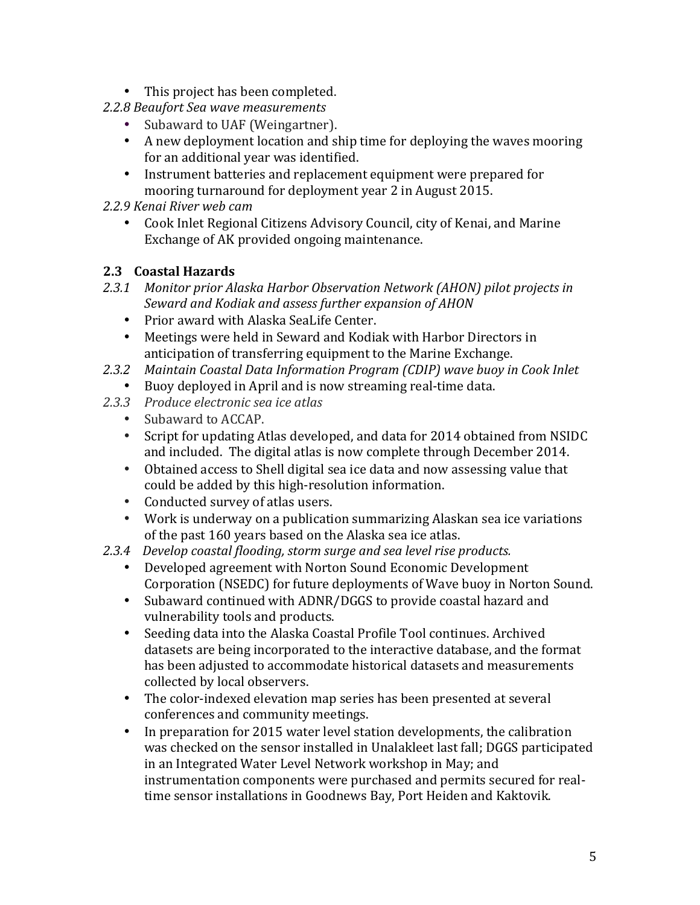- This project has been completed.

*2.2.8 Beaufort Sea wave measurements*

- Subaward to UAF (Weingartner).
- A new deployment location and ship time for deploying the waves mooring for an additional year was identified.
- Instrument batteries and replacement equipment were prepared for mooring turnaround for deployment year 2 in August 2015.

*2.2.9 Kenai River web cam*

- Cook Inlet Regional Citizens Advisory Council, city of Kenai, and Marine Exchange of AK provided ongoing maintenance.

### 2.3 Coastal Hazards

*2.3.1 Monitor prior Alaska Harbor Observation Network (AHON) pilot projects in Seward and Kodiak and assess further expansion of AHON*

- Prior award with Alaska SeaLife Center.
- Meetings were held in Seward and Kodiak with Harbor Directors in anticipation of transferring equipment to the Marine Exchange.

*2.3.2 Maintain Coastal Data Information Program (CDIP) wave buoy in Cook Inlet*

- Buoy deployed in April and is now streaming real-time data.

*2.3.3 Produce electronic sea ice atlas*

- Subaward to ACCAP.
- Script for updating Atlas developed, and data for 2014 obtained from NSIDC and included. The digital atlas is now complete through December 2014.
- Obtained access to Shell digital sea ice data and now assessing value that could be added by this high-resolution information.
- Conducted survey of atlas users.
- Work is underway on a publication summarizing Alaskan sea ice variations of the past 160 years based on the Alaska sea ice atlas.

*2.3.4 Develop coastal flooding, storm surge and sea level rise products.*

- Developed agreement with Norton Sound Economic Development Corporation (NSEDC) for future deployments of Wave buoy in Norton Sound.
- Subaward continued with ADNR/DGGS to provide coastal hazard and vulnerability tools and products.
- Seeding data into the Alaska Coastal Profile Tool continues. Archived datasets are being incorporated to the interactive database, and the format has been adjusted to accommodate historical datasets and measurements collected by local observers.
- The color-indexed elevation map series has been presented at several conferences and community meetings.
- In preparation for 2015 water level station developments, the calibration was checked on the sensor installed in Unalakleet last fall; DGGS participated in an Integrated Water Level Network workshop in May; and instrumentation components were purchased and permits secured for real-time sensor installations in Goodnews Bay, Port Heiden and Kaktovik.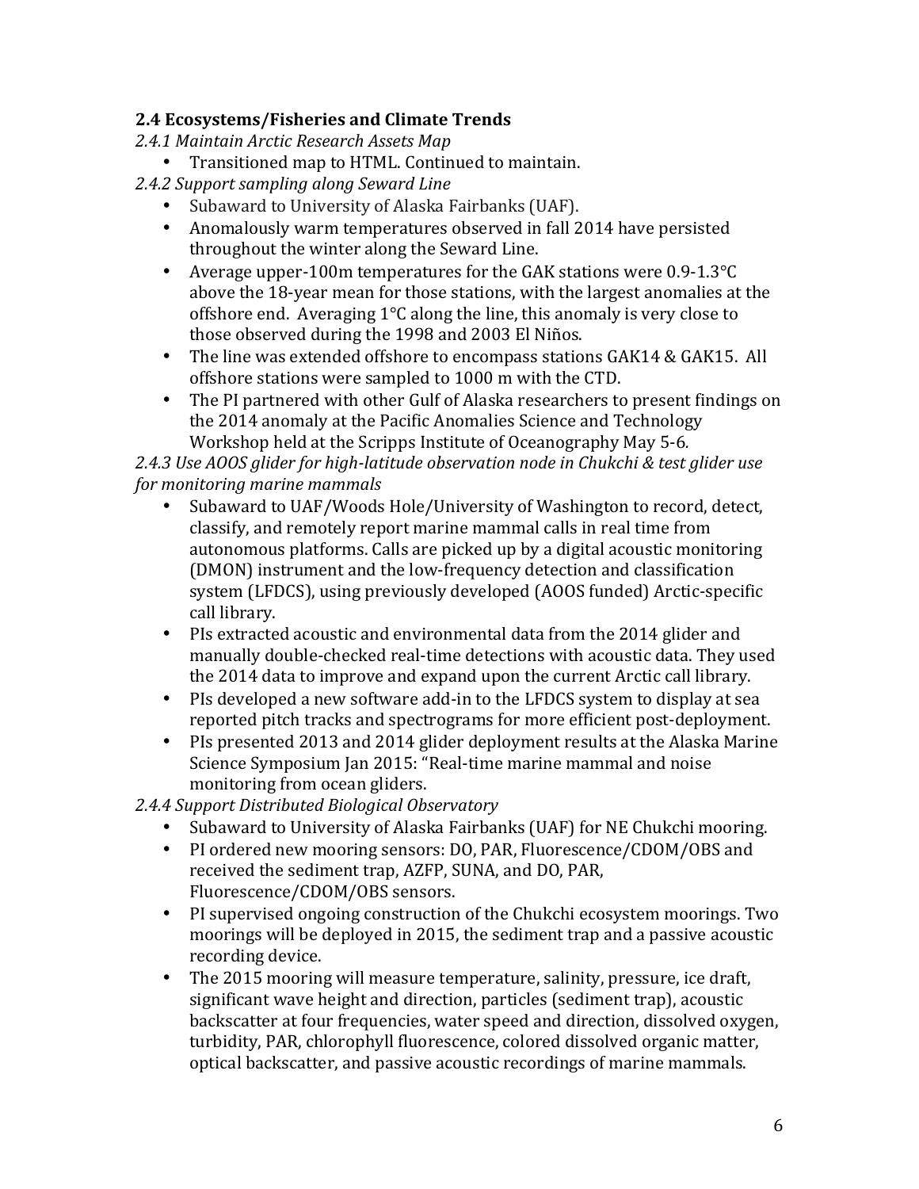## 2.4 Ecosystems/Fisheries and Climate Trends

*2.4.1 Maintain Arctic Research Assets Map*

- Transitioned map to HTML. Continued to maintain.

*2.4.2 Support sampling along Seward Line*

- Subaward to University of Alaska Fairbanks (UAF).
- Anomalously warm temperatures observed in fall 2014 have persisted throughout the winter along the Seward Line.
- Average upper-100m temperatures for the GAK stations were 0.9-1.3°C above the 18-year mean for those stations, with the largest anomalies at the offshore end. Averaging 1°C along the line, this anomaly is very close to those observed during the 1998 and 2003 El Niños.
- The line was extended offshore to encompass stations GAK14 & GAK15. All offshore stations were sampled to 1000 m with the CTD.
- The PI partnered with other Gulf of Alaska researchers to present findings on the 2014 anomaly at the Pacific Anomalies Science and Technology Workshop held at the Scripps Institute of Oceanography May 5-6.

*2.4.3 Use AOOS glider for high-latitude observation node in Chukchi & test glider use for monitoring marine mammals*

- Subaward to UAF/Woods Hole/University of Washington to record, detect, classify, and remotely report marine mammal calls in real time from autonomous platforms. Calls are picked up by a digital acoustic monitoring (DMON) instrument and the low-frequency detection and classification system (LFDCS), using previously developed (AOOS funded) Arctic-specific call library.
- PIs extracted acoustic and environmental data from the 2014 glider and manually double-checked real-time detections with acoustic data. They used the 2014 data to improve and expand upon the current Arctic call library.
- PIs developed a new software add-in to the LFDCS system to display at sea reported pitch tracks and spectrograms for more efficient post-deployment.
- PIs presented 2013 and 2014 glider deployment results at the Alaska Marine Science Symposium Jan 2015: "Real-time marine mammal and noise monitoring from ocean gliders.

*2.4.4 Support Distributed Biological Observatory*

- Subaward to University of Alaska Fairbanks (UAF) for NE Chukchi mooring.
- PI ordered new mooring sensors: DO, PAR, Fluorescence/CDOM/OBS and received the sediment trap, AZFP, SUNA, and DO, PAR, Fluorescence/CDOM/OBS sensors.
- PI supervised ongoing construction of the Chukchi ecosystem moorings. Two moorings will be deployed in 2015, the sediment trap and a passive acoustic recording device.
- The 2015 mooring will measure temperature, salinity, pressure, ice draft, significant wave height and direction, particles (sediment trap), acoustic backscatter at four frequencies, water speed and direction, dissolved oxygen, turbidity, PAR, chlorophyll fluorescence, colored dissolved organic matter, optical backscatter, and passive acoustic recordings of marine mammals.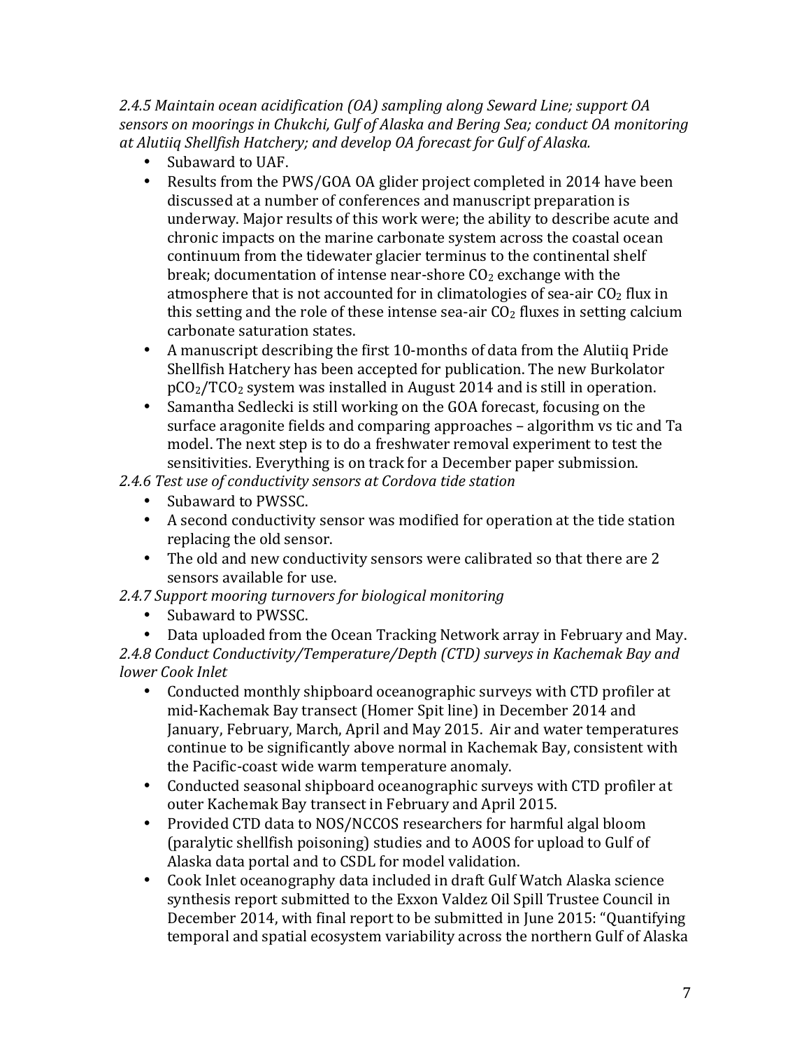*2.4.5 Maintain ocean acidification (OA) sampling along Seward Line; support OA sensors on moorings in Chukchi, Gulf of Alaska and Bering Sea; conduct OA monitoring at Alutiiq Shellfish Hatchery; and develop OA forecast for Gulf of Alaska.*

- Subaward to UAF.
- Results from the PWS/GOA OA glider project completed in 2014 have been discussed at a number of conferences and manuscript preparation is underway. Major results of this work were; the ability to describe acute and chronic impacts on the marine carbonate system across the coastal ocean continuum from the tidewater glacier terminus to the continental shelf break; documentation of intense near-shore $CO_2$ exchange with the atmosphere that is not accounted for in climatologies of sea-air $CO_2$ flux in this setting and the role of these intense sea-air $CO_2$ fluxes in setting calcium carbonate saturation states.
- A manuscript describing the first 10-months of data from the Alutiiq Pride Shellfish Hatchery has been accepted for publication. The new Burkolator $pCO_2/TCO_2$ system was installed in August 2014 and is still in operation.
- Samantha Sedlecki is still working on the GOA forecast, focusing on the surface aragonite fields and comparing approaches – algorithm vs tic and Ta model. The next step is to do a freshwater removal experiment to test the sensitivities. Everything is on track for a December paper submission.

*2.4.6 Test use of conductivity sensors at Cordova tide station*

- Subaward to PWSSC.
- A second conductivity sensor was modified for operation at the tide station replacing the old sensor.
- The old and new conductivity sensors were calibrated so that there are 2 sensors available for use.

*2.4.7 Support mooring turnovers for biological monitoring*

- Subaward to PWSSC.
- Data uploaded from the Ocean Tracking Network array in February and May.

*2.4.8 Conduct Conductivity/Temperature/Depth (CTD) surveys in Kachemak Bay and lower Cook Inlet*

- Conducted monthly shipboard oceanographic surveys with CTD profiler at mid-Kachemak Bay transect (Homer Spit line) in December 2014 and January, February, March, April and May 2015. Air and water temperatures continue to be significantly above normal in Kachemak Bay, consistent with the Pacific-coast wide warm temperature anomaly.
- Conducted seasonal shipboard oceanographic surveys with CTD profiler at outer Kachemak Bay transect in February and April 2015.
- Provided CTD data to NOS/NCCOS researchers for harmful algal bloom (paralytic shellfish poisoning) studies and to AOOS for upload to Gulf of Alaska data portal and to CSDL for model validation.
- Cook Inlet oceanography data included in draft Gulf Watch Alaska science synthesis report submitted to the Exxon Valdez Oil Spill Trustee Council in December 2014, with final report to be submitted in June 2015: "Quantifying temporal and spatial ecosystem variability across the northern Gulf of Alaska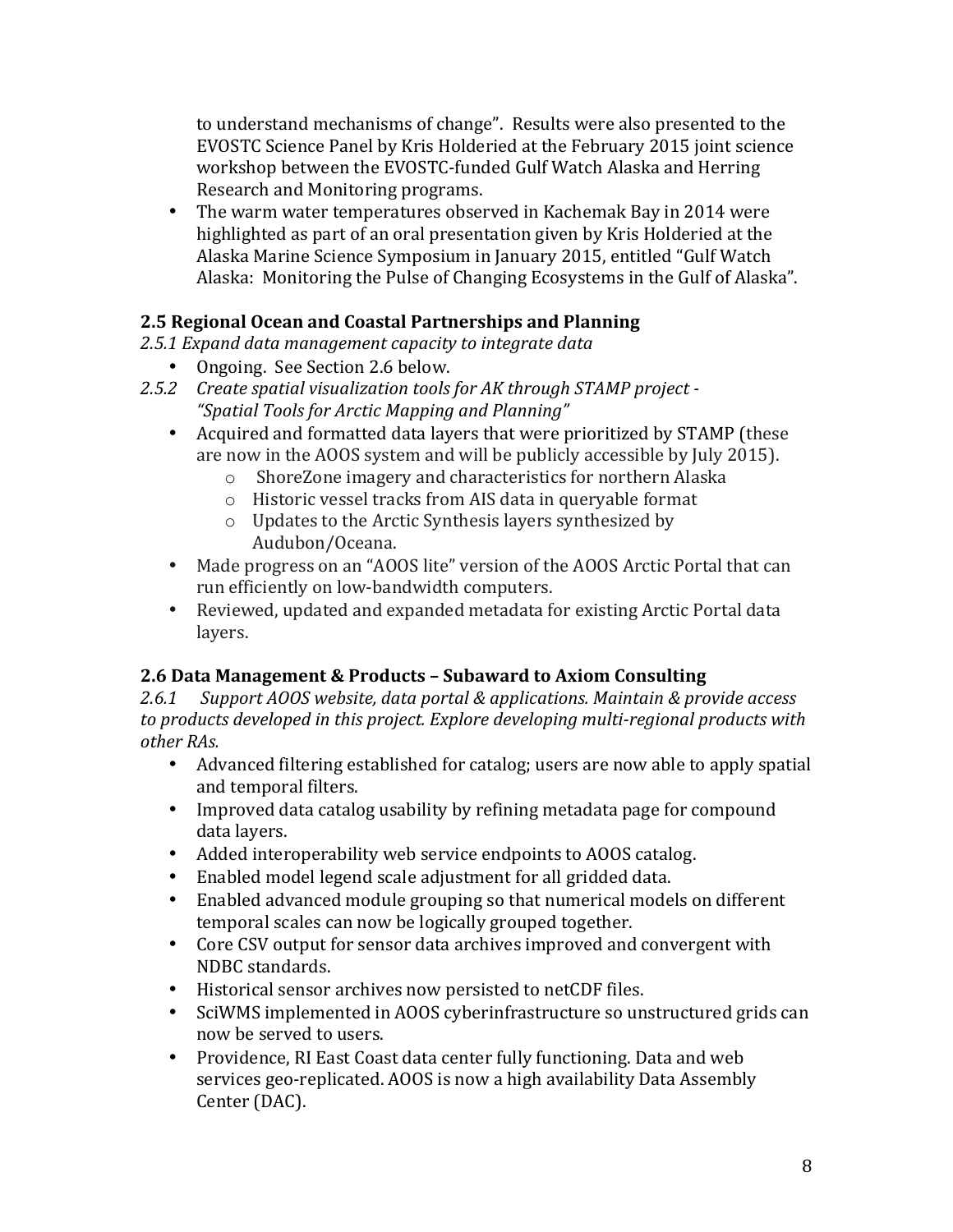to understand mechanisms of change". Results were also presented to the EVOSTC Science Panel by Kris Holderied at the February 2015 joint science workshop between the EVOSTC-funded Gulf Watch Alaska and Herring Research and Monitoring programs.

- The warm water temperatures observed in Kachemak Bay in 2014 were highlighted as part of an oral presentation given by Kris Holderied at the Alaska Marine Science Symposium in January 2015, entitled "Gulf Watch Alaska: Monitoring the Pulse of Changing Ecosystems in the Gulf of Alaska".

### 2.5 Regional Ocean and Coastal Partnerships and Planning

*2.5.1 Expand data management capacity to integrate data*

- Ongoing. See Section 2.6 below.

*2.5.2 Create spatial visualization tools for AK through STAMP project - "Spatial Tools for Arctic Mapping and Planning"*

- Acquired and formatted data layers that were prioritized by STAMP (these are now in the AOOS system and will be publicly accessible by July 2015).
  - ShoreZone imagery and characteristics for northern Alaska
  - Historic vessel tracks from AIS data in queryable format
  - Updates to the Arctic Synthesis layers synthesized by Audubon/Oceana.
- Made progress on an "AOOS lite" version of the AOOS Arctic Portal that can run efficiently on low-bandwidth computers.
- Reviewed, updated and expanded metadata for existing Arctic Portal data layers.

### 2.6 Data Management & Products – Subaward to Axiom Consulting

*2.6.1 Support AOOS website, data portal & applications. Maintain & provide access to products developed in this project. Explore developing multi-regional products with other RAs.*

- Advanced filtering established for catalog; users are now able to apply spatial and temporal filters.
- Improved data catalog usability by refining metadata page for compound data layers.
- Added interoperability web service endpoints to AOOS catalog.
- Enabled model legend scale adjustment for all gridded data.
- Enabled advanced module grouping so that numerical models on different temporal scales can now be logically grouped together.
- Core CSV output for sensor data archives improved and convergent with NDBC standards.
- Historical sensor archives now persisted to netCDF files.
- SciWMS implemented in AOOS cyberinfrastructure so unstructured grids can now be served to users.
- Providence, RI East Coast data center fully functioning. Data and web services geo-replicated. AOOS is now a high availability Data Assembly Center (DAC).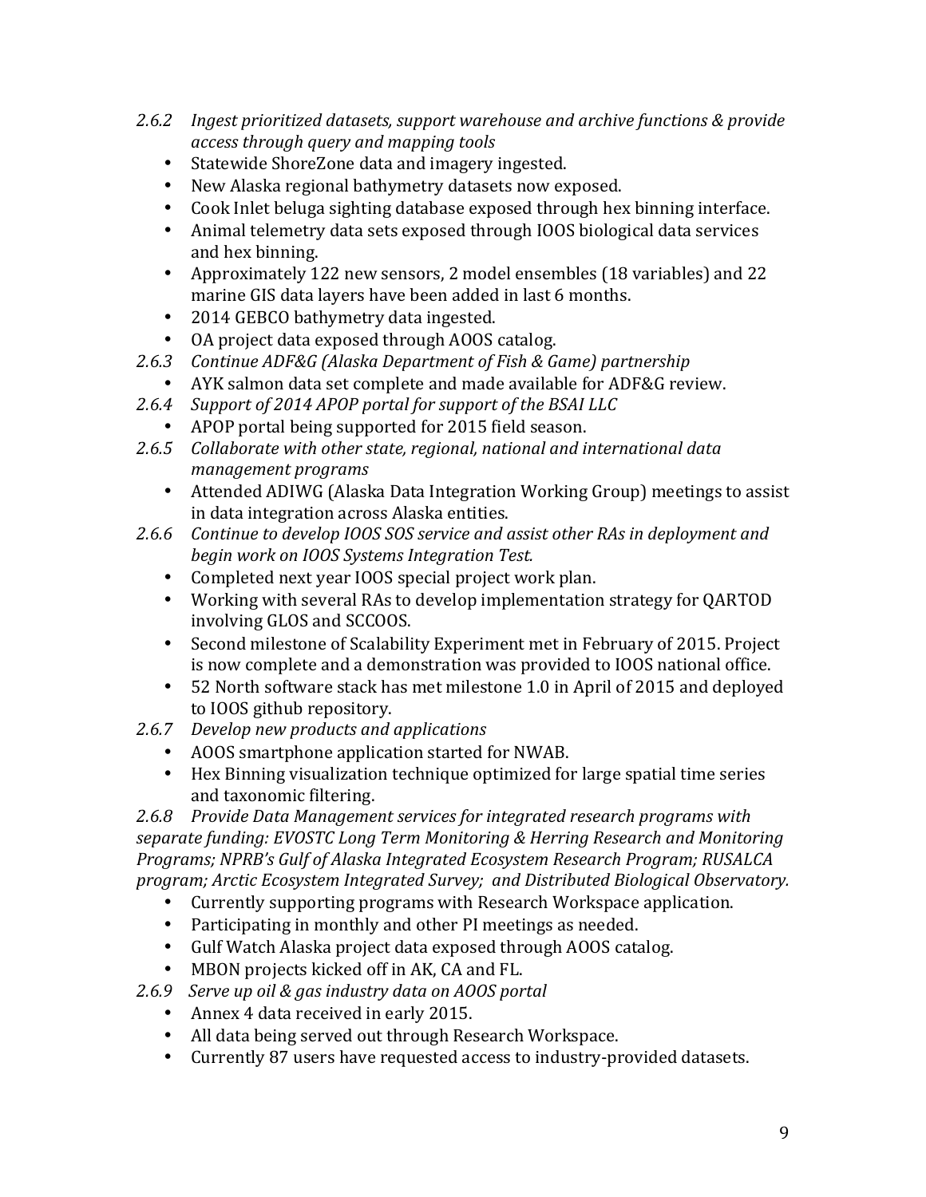*2.6.2 Ingest prioritized datasets, support warehouse and archive functions & provide access through query and mapping tools*

- Statewide ShoreZone data and imagery ingested.
- New Alaska regional bathymetry datasets now exposed.
- Cook Inlet beluga sighting database exposed through hex binning interface.
- Animal telemetry data sets exposed through IOOS biological data services and hex binning.
- Approximately 122 new sensors, 2 model ensembles (18 variables) and 22 marine GIS data layers have been added in last 6 months.
- 2014 GEBCO bathymetry data ingested.
- OA project data exposed through AOOS catalog.

*2.6.3 Continue ADF&G (Alaska Department of Fish & Game) partnership*

- AYK salmon data set complete and made available for ADF&G review.

*2.6.4 Support of 2014 APOP portal for support of the BSAI LLC*

- APOP portal being supported for 2015 field season.

*2.6.5 Collaborate with other state, regional, national and international data management programs*

- Attended ADIWG (Alaska Data Integration Working Group) meetings to assist in data integration across Alaska entities.

*2.6.6 Continue to develop IOOS SOS service and assist other RAs in deployment and begin work on IOOS Systems Integration Test.*

- Completed next year IOOS special project work plan.
- Working with several RAs to develop implementation strategy for QARTOD involving GLOS and SCCOOS.
- Second milestone of Scalability Experiment met in February of 2015. Project is now complete and a demonstration was provided to IOOS national office.
- 52 North software stack has met milestone 1.0 in April of 2015 and deployed to IOOS github repository.

*2.6.7 Develop new products and applications*

- AOOS smartphone application started for NWAB.
- Hex Binning visualization technique optimized for large spatial time series and taxonomic filtering.

*2.6.8 Provide Data Management services for integrated research programs with separate funding: EVOSTC Long Term Monitoring & Herring Research and Monitoring Programs; NPRB's Gulf of Alaska Integrated Ecosystem Research Program; RUSALCA program; Arctic Ecosystem Integrated Survey; and Distributed Biological Observatory.*

- Currently supporting programs with Research Workspace application.
- Participating in monthly and other PI meetings as needed.
- Gulf Watch Alaska project data exposed through AOOS catalog.
- MBON projects kicked off in AK, CA and FL.

*2.6.9 Serve up oil & gas industry data on AOOS portal*

- Annex 4 data received in early 2015.
- All data being served out through Research Workspace.
- Currently 87 users have requested access to industry-provided datasets.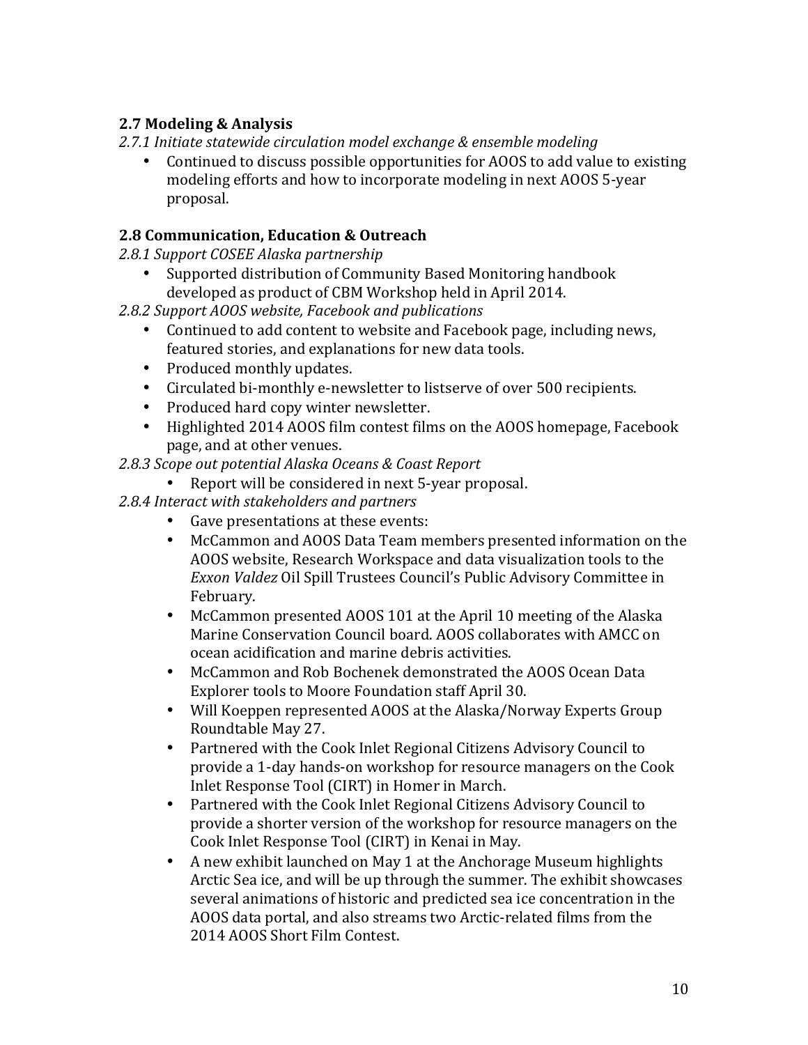### 2.7 Modeling & Analysis

*2.7.1 Initiate statewide circulation model exchange & ensemble modeling*

- Continued to discuss possible opportunities for AOOS to add value to existing modeling efforts and how to incorporate modeling in next AOOS 5-year proposal.

### 2.8 Communication, Education & Outreach

*2.8.1 Support COSEE Alaska partnership*

- Supported distribution of Community Based Monitoring handbook developed as product of CBM Workshop held in April 2014.

*2.8.2 Support AOOS website, Facebook and publications*

- Continued to add content to website and Facebook page, including news, featured stories, and explanations for new data tools.
- Produced monthly updates.
- Circulated bi-monthly e-newsletter to listserve of over 500 recipients.
- Produced hard copy winter newsletter.
- Highlighted 2014 AOOS film contest films on the AOOS homepage, Facebook page, and at other venues.

*2.8.3 Scope out potential Alaska Oceans & Coast Report*

- Report will be considered in next 5-year proposal.

*2.8.4 Interact with stakeholders and partners*

- Gave presentations at these events:
- McCammon and AOOS Data Team members presented information on the AOOS website, Research Workspace and data visualization tools to the *Exxon Valdez* Oil Spill Trustees Council's Public Advisory Committee in February.
- McCammon presented AOOS 101 at the April 10 meeting of the Alaska Marine Conservation Council board. AOOS collaborates with AMCC on ocean acidification and marine debris activities.
- McCammon and Rob Bochenek demonstrated the AOOS Ocean Data Explorer tools to Moore Foundation staff April 30.
- Will Koeppen represented AOOS at the Alaska/Norway Experts Group Roundtable May 27.
- Partnered with the Cook Inlet Regional Citizens Advisory Council to provide a 1-day hands-on workshop for resource managers on the Cook Inlet Response Tool (CIRT) in Homer in March.
- Partnered with the Cook Inlet Regional Citizens Advisory Council to provide a shorter version of the workshop for resource managers on the Cook Inlet Response Tool (CIRT) in Kenai in May.
- A new exhibit launched on May 1 at the Anchorage Museum highlights Arctic Sea ice, and will be up through the summer. The exhibit showcases several animations of historic and predicted sea ice concentration in the AOOS data portal, and also streams two Arctic-related films from the 2014 AOOS Short Film Contest.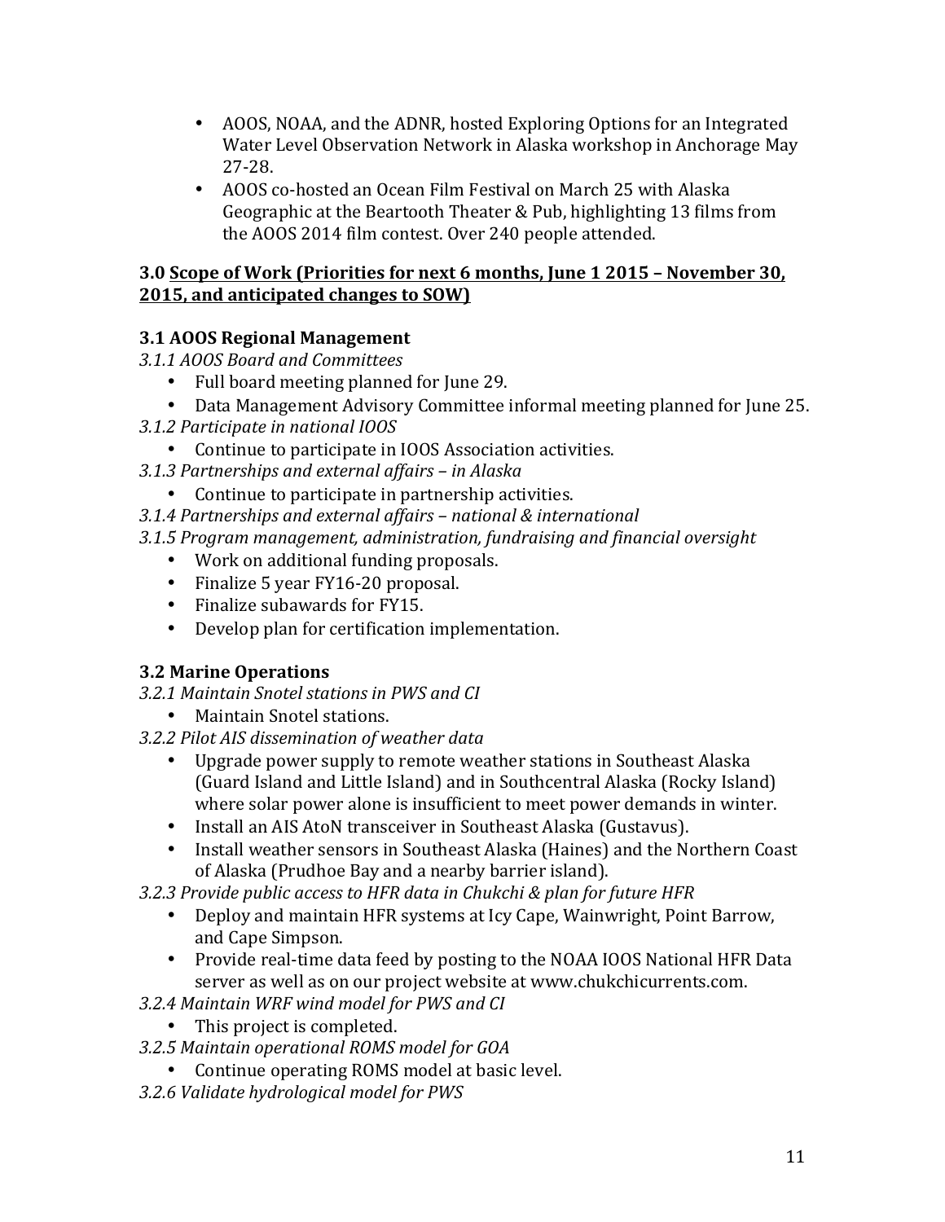- AOOS, NOAA, and the ADNR, hosted Exploring Options for an Integrated Water Level Observation Network in Alaska workshop in Anchorage May 27-28.
- AOOS co-hosted an Ocean Film Festival on March 25 with Alaska Geographic at the Beartooth Theater & Pub, highlighting 13 films from the AOOS 2014 film contest. Over 240 people attended.

## 3.0 <u>Scope of Work (Priorities for next 6 months, June 1 2015 – November 30, 2015, and anticipated changes to SOW)</u>

### 3.1 AOOS Regional Management

*3.1.1 AOOS Board and Committees*

- Full board meeting planned for June 29.
- Data Management Advisory Committee informal meeting planned for June 25.

*3.1.2 Participate in national IOOS*

- Continue to participate in IOOS Association activities.

*3.1.3 Partnerships and external affairs – in Alaska*

- Continue to participate in partnership activities.

*3.1.4 Partnerships and external affairs – national & international*

*3.1.5 Program management, administration, fundraising and financial oversight*

- Work on additional funding proposals.
- Finalize 5 year FY16-20 proposal.
- Finalize subawards for FY15.
- Develop plan for certification implementation.

### 3.2 Marine Operations

*3.2.1 Maintain Snotel stations in PWS and CI*

- Maintain Snotel stations.

*3.2.2 Pilot AIS dissemination of weather data*

- Upgrade power supply to remote weather stations in Southeast Alaska (Guard Island and Little Island) and in Southcentral Alaska (Rocky Island) where solar power alone is insufficient to meet power demands in winter.
- Install an AIS AtoN transceiver in Southeast Alaska (Gustavus).
- Install weather sensors in Southeast Alaska (Haines) and the Northern Coast of Alaska (Prudhoe Bay and a nearby barrier island).

*3.2.3 Provide public access to HFR data in Chukchi & plan for future HFR*

- Deploy and maintain HFR systems at Icy Cape, Wainwright, Point Barrow, and Cape Simpson.
- Provide real-time data feed by posting to the NOAA IOOS National HFR Data server as well as on our project website at www.chukchicurrents.com.

*3.2.4 Maintain WRF wind model for PWS and CI*

- This project is completed.

*3.2.5 Maintain operational ROMS model for GOA*

- Continue operating ROMS model at basic level.

*3.2.6 Validate hydrological model for PWS*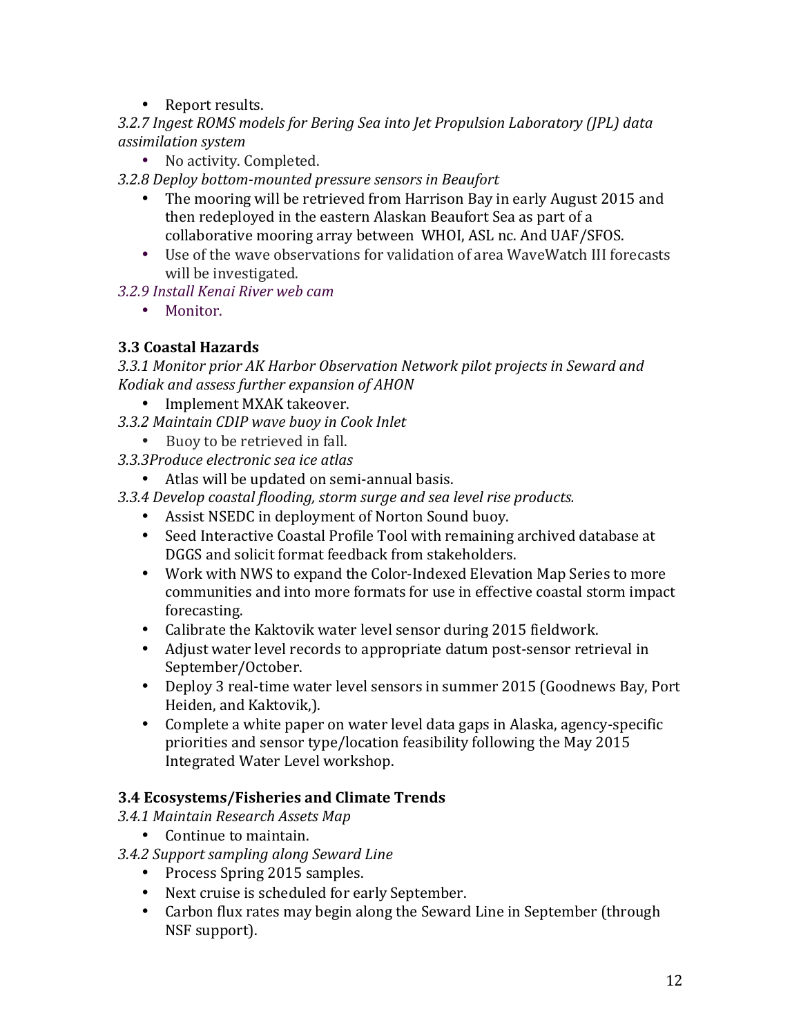- Report results.

*3.2.7 Ingest ROMS models for Bering Sea into Jet Propulsion Laboratory (JPL) data assimilation system*

- No activity. Completed.

*3.2.8 Deploy bottom-mounted pressure sensors in Beaufort*

- The mooring will be retrieved from Harrison Bay in early August 2015 and then redeployed in the eastern Alaskan Beaufort Sea as part of a collaborative mooring array between WHOI, ASL nc. And UAF/SFOS.
- Use of the wave observations for validation of area WaveWatch III forecasts will be investigated.

*3.2.9 Install Kenai River web cam*

- Monitor.

### 3.3 Coastal Hazards

*3.3.1 Monitor prior AK Harbor Observation Network pilot projects in Seward and Kodiak and assess further expansion of AHON*

- Implement MXAK takeover.

*3.3.2 Maintain CDIP wave buoy in Cook Inlet*

- Buoy to be retrieved in fall.

*3.3.3Produce electronic sea ice atlas*

- Atlas will be updated on semi-annual basis.

*3.3.4 Develop coastal flooding, storm surge and sea level rise products.*

- Assist NSEDC in deployment of Norton Sound buoy.
- Seed Interactive Coastal Profile Tool with remaining archived database at DGGS and solicit format feedback from stakeholders.
- Work with NWS to expand the Color-Indexed Elevation Map Series to more communities and into more formats for use in effective coastal storm impact forecasting.
- Calibrate the Kaktovik water level sensor during 2015 fieldwork.
- Adjust water level records to appropriate datum post-sensor retrieval in September/October.
- Deploy 3 real-time water level sensors in summer 2015 (Goodnews Bay, Port Heiden, and Kaktovik,).
- Complete a white paper on water level data gaps in Alaska, agency-specific priorities and sensor type/location feasibility following the May 2015 Integrated Water Level workshop.

### 3.4 Ecosystems/Fisheries and Climate Trends

*3.4.1 Maintain Research Assets Map*

- Continue to maintain.

*3.4.2 Support sampling along Seward Line*

- Process Spring 2015 samples.
- Next cruise is scheduled for early September.
- Carbon flux rates may begin along the Seward Line in September (through NSF support).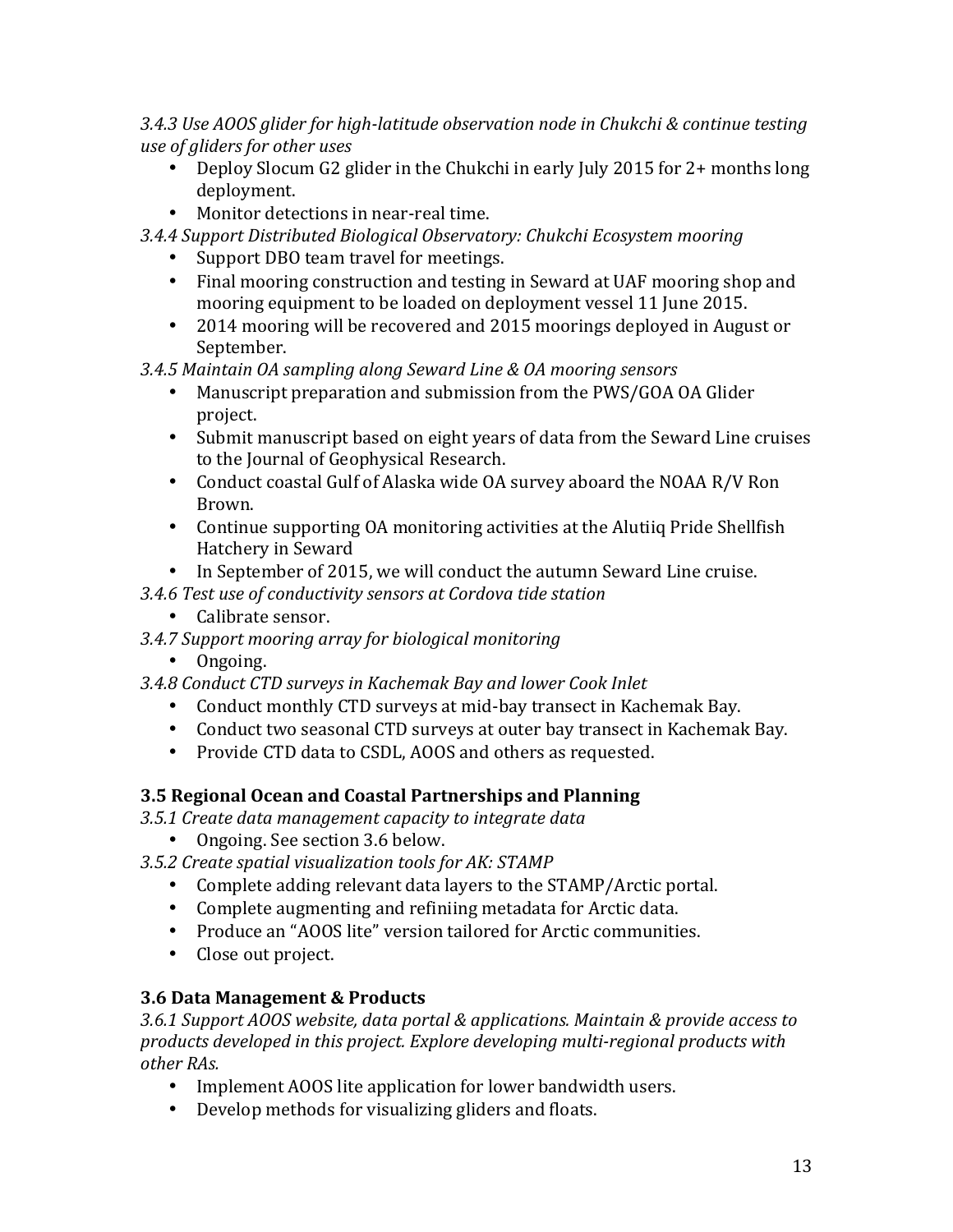*3.4.3 Use AOOS glider for high-latitude observation node in Chukchi & continue testing use of gliders for other uses*

- Deploy Slocum G2 glider in the Chukchi in early July 2015 for 2+ months long deployment.
- Monitor detections in near-real time.

*3.4.4 Support Distributed Biological Observatory: Chukchi Ecosystem mooring*

- Support DBO team travel for meetings.
- Final mooring construction and testing in Seward at UAF mooring shop and mooring equipment to be loaded on deployment vessel 11 June 2015.
- 2014 mooring will be recovered and 2015 moorings deployed in August or September.

*3.4.5 Maintain OA sampling along Seward Line & OA mooring sensors*

- Manuscript preparation and submission from the PWS/GOA OA Glider project.
- Submit manuscript based on eight years of data from the Seward Line cruises to the Journal of Geophysical Research.
- Conduct coastal Gulf of Alaska wide OA survey aboard the NOAA R/V Ron Brown.
- Continue supporting OA monitoring activities at the Alutiiq Pride Shellfish Hatchery in Seward
- In September of 2015, we will conduct the autumn Seward Line cruise.

*3.4.6 Test use of conductivity sensors at Cordova tide station*

- Calibrate sensor.

*3.4.7 Support mooring array for biological monitoring*

- Ongoing.

*3.4.8 Conduct CTD surveys in Kachemak Bay and lower Cook Inlet*

- Conduct monthly CTD surveys at mid-bay transect in Kachemak Bay.
- Conduct two seasonal CTD surveys at outer bay transect in Kachemak Bay.
- Provide CTD data to CSDL, AOOS and others as requested.

### 3.5 Regional Ocean and Coastal Partnerships and Planning

*3.5.1 Create data management capacity to integrate data*

- Ongoing. See section 3.6 below.

*3.5.2 Create spatial visualization tools for AK: STAMP*

- Complete adding relevant data layers to the STAMP/Arctic portal.
- Complete augmenting and refiniing metadata for Arctic data.
- Produce an "AOOS lite" version tailored for Arctic communities.
- Close out project.

### 3.6 Data Management & Products

*3.6.1 Support AOOS website, data portal & applications. Maintain & provide access to products developed in this project. Explore developing multi-regional products with other RAs.*

- Implement AOOS lite application for lower bandwidth users.
- Develop methods for visualizing gliders and floats.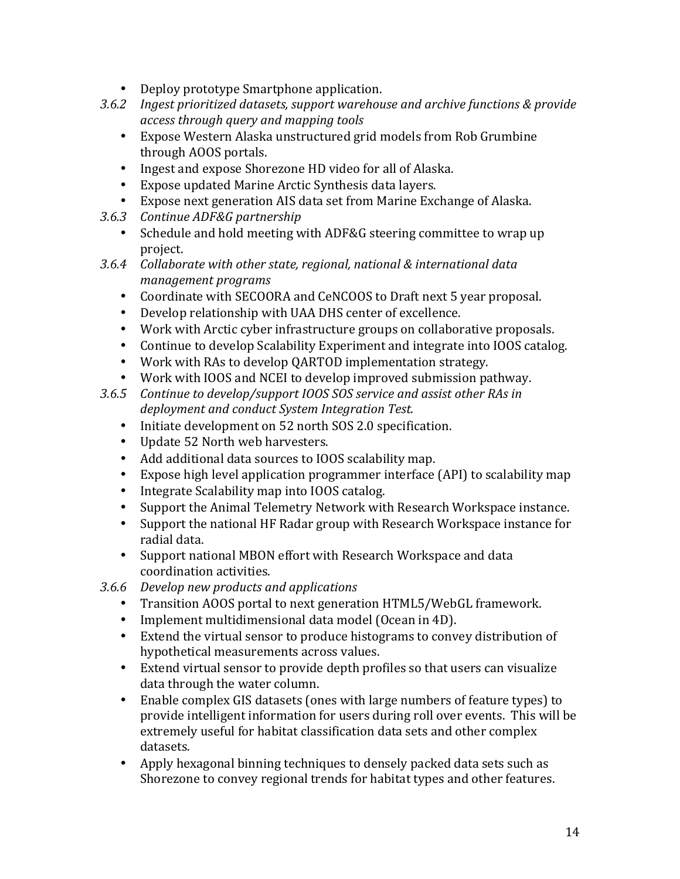- Deploy prototype Smartphone application.

*3.6.2 Ingest prioritized datasets, support warehouse and archive functions & provide access through query and mapping tools*

- Expose Western Alaska unstructured grid models from Rob Grumbine through AOOS portals.
- Ingest and expose Shorezone HD video for all of Alaska.
- Expose updated Marine Arctic Synthesis data layers.
- Expose next generation AIS data set from Marine Exchange of Alaska.

*3.6.3 Continue ADF&G partnership*

- Schedule and hold meeting with ADF&G steering committee to wrap up project.

*3.6.4 Collaborate with other state, regional, national & international data management programs*

- Coordinate with SECOORA and CeNCOOS to Draft next 5 year proposal.
- Develop relationship with UAA DHS center of excellence.
- Work with Arctic cyber infrastructure groups on collaborative proposals.
- Continue to develop Scalability Experiment and integrate into IOOS catalog.
- Work with RAs to develop QARTOD implementation strategy.
- Work with IOOS and NCEI to develop improved submission pathway.

*3.6.5 Continue to develop/support IOOS SOS service and assist other RAs in deployment and conduct System Integration Test.*

- Initiate development on 52 north SOS 2.0 specification.
- Update 52 North web harvesters.
- Add additional data sources to IOOS scalability map.
- Expose high level application programmer interface (API) to scalability map
- Integrate Scalability map into IOOS catalog.
- Support the Animal Telemetry Network with Research Workspace instance.
- Support the national HF Radar group with Research Workspace instance for radial data.
- Support national MBON effort with Research Workspace and data coordination activities.

*3.6.6 Develop new products and applications*

- Transition AOOS portal to next generation HTML5/WebGL framework.
- Implement multidimensional data model (Ocean in 4D).
- Extend the virtual sensor to produce histograms to convey distribution of hypothetical measurements across values.
- Extend virtual sensor to provide depth profiles so that users can visualize data through the water column.
- Enable complex GIS datasets (ones with large numbers of feature types) to provide intelligent information for users during roll over events. This will be extremely useful for habitat classification data sets and other complex datasets.
- Apply hexagonal binning techniques to densely packed data sets such as Shorezone to convey regional trends for habitat types and other features.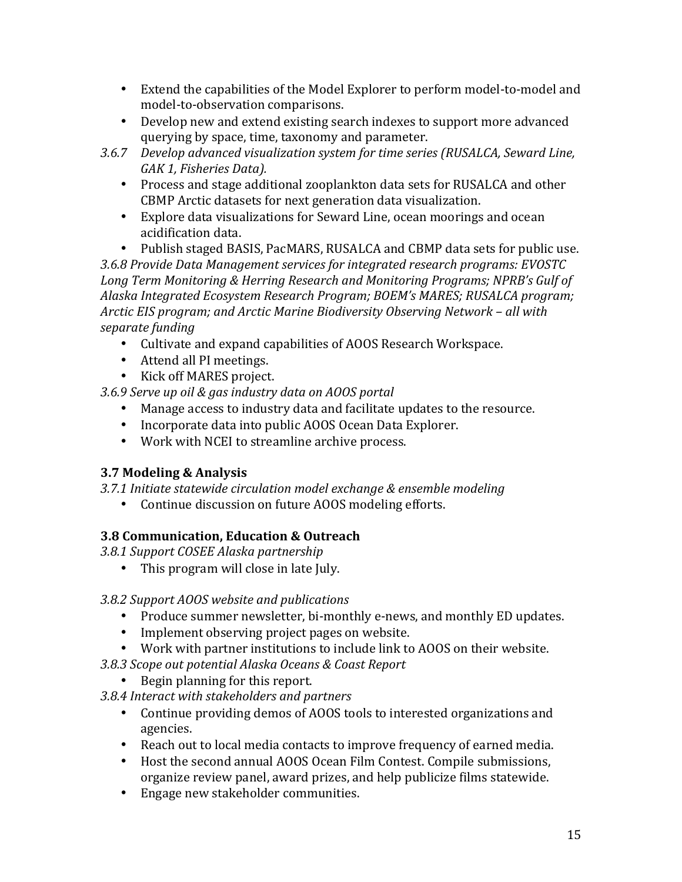- Extend the capabilities of the Model Explorer to perform model-to-model and model-to-observation comparisons.
- Develop new and extend existing search indexes to support more advanced querying by space, time, taxonomy and parameter.

*3.6.7 Develop advanced visualization system for time series (RUSALCA, Seward Line, GAK 1, Fisheries Data).*

- Process and stage additional zooplankton data sets for RUSALCA and other CBMP Arctic datasets for next generation data visualization.
- Explore data visualizations for Seward Line, ocean moorings and ocean acidification data.
- Publish staged BASIS, PacMARS, RUSALCA and CBMP data sets for public use.

*3.6.8 Provide Data Management services for integrated research programs: EVOSTC Long Term Monitoring & Herring Research and Monitoring Programs; NPRB's Gulf of Alaska Integrated Ecosystem Research Program; BOEM's MARES; RUSALCA program; Arctic EIS program; and Arctic Marine Biodiversity Observing Network – all with separate funding*

- Cultivate and expand capabilities of AOOS Research Workspace.
- Attend all PI meetings.
- Kick off MARES project.

*3.6.9 Serve up oil & gas industry data on AOOS portal*

- Manage access to industry data and facilitate updates to the resource.
- Incorporate data into public AOOS Ocean Data Explorer.
- Work with NCEI to streamline archive process.

### 3.7 Modeling & Analysis

*3.7.1 Initiate statewide circulation model exchange & ensemble modeling*

- Continue discussion on future AOOS modeling efforts.

### 3.8 Communication, Education & Outreach

*3.8.1 Support COSEE Alaska partnership*

- This program will close in late July.

*3.8.2 Support AOOS website and publications*

- Produce summer newsletter, bi-monthly e-news, and monthly ED updates.
- Implement observing project pages on website.
- Work with partner institutions to include link to AOOS on their website.

*3.8.3 Scope out potential Alaska Oceans & Coast Report*

- Begin planning for this report.

*3.8.4 Interact with stakeholders and partners*

- Continue providing demos of AOOS tools to interested organizations and agencies.
- Reach out to local media contacts to improve frequency of earned media.
- Host the second annual AOOS Ocean Film Contest. Compile submissions, organize review panel, award prizes, and help publicize films statewide.
- Engage new stakeholder communities.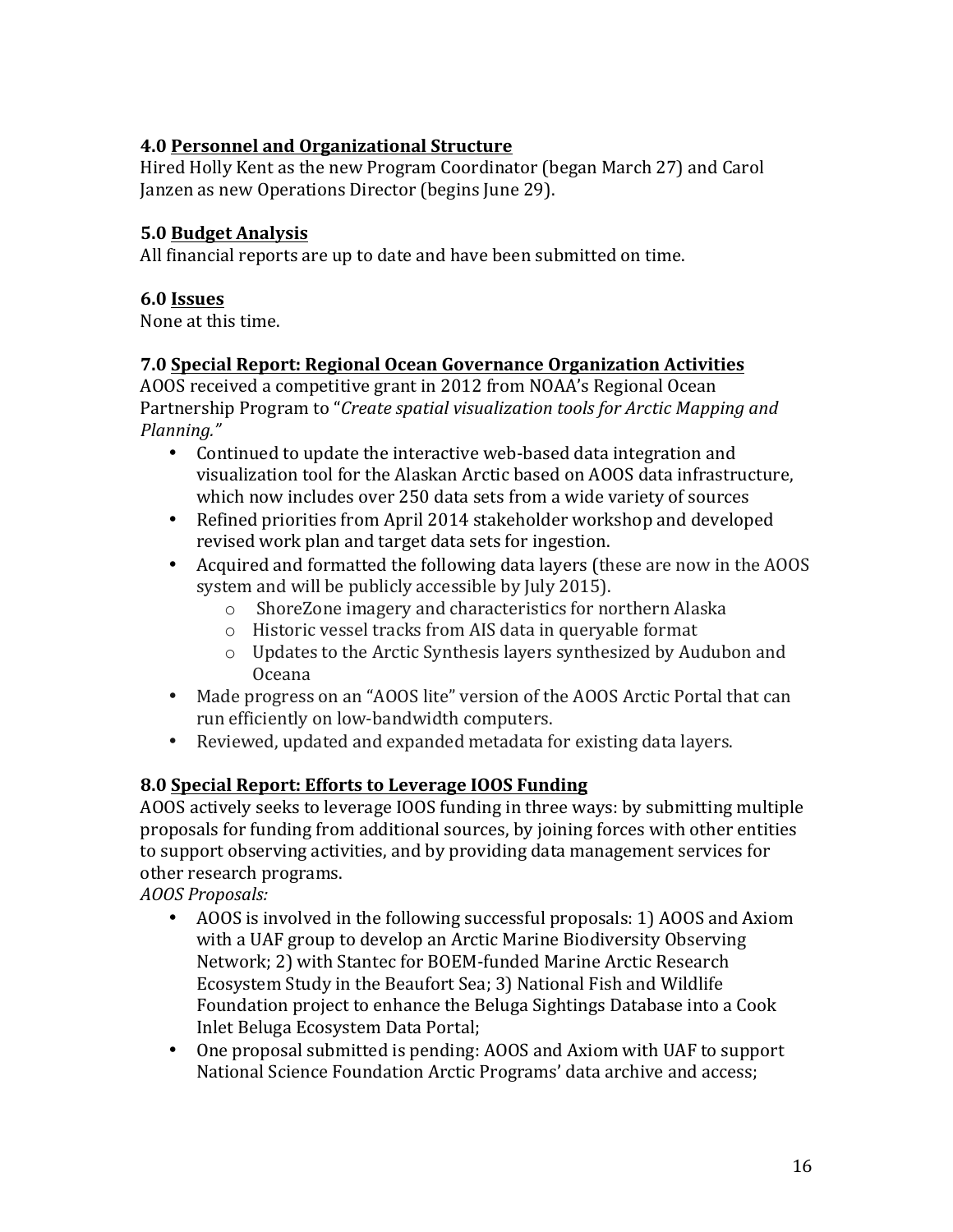### 4.0 Personnel and Organizational Structure

Hired Holly Kent as the new Program Coordinator (began March 27) and Carol Janzen as new Operations Director (begins June 29).

### 5.0 Budget Analysis

All financial reports are up to date and have been submitted on time.

### 6.0 Issues

None at this time.

### 7.0 Special Report: Regional Ocean Governance Organization Activities

AOOS received a competitive grant in 2012 from NOAA's Regional Ocean Partnership Program to "*Create spatial visualization tools for Arctic Mapping and Planning.*"

- Continued to update the interactive web-based data integration and visualization tool for the Alaskan Arctic based on AOOS data infrastructure, which now includes over 250 data sets from a wide variety of sources
- Refined priorities from April 2014 stakeholder workshop and developed revised work plan and target data sets for ingestion.
- Acquired and formatted the following data layers (these are now in the AOOS system and will be publicly accessible by July 2015).
  - ShoreZone imagery and characteristics for northern Alaska
  - Historic vessel tracks from AIS data in queryable format
  - Updates to the Arctic Synthesis layers synthesized by Audubon and Oceana
- Made progress on an "AOOS lite" version of the AOOS Arctic Portal that can run efficiently on low-bandwidth computers.
- Reviewed, updated and expanded metadata for existing data layers.

### 8.0 Special Report: Efforts to Leverage IOOS Funding

AOOS actively seeks to leverage IOOS funding in three ways: by submitting multiple proposals for funding from additional sources, by joining forces with other entities to support observing activities, and by providing data management services for other research programs.

*AOOS Proposals:*

- AOOS is involved in the following successful proposals: 1) AOOS and Axiom with a UAF group to develop an Arctic Marine Biodiversity Observing Network; 2) with Stantec for BOEM-funded Marine Arctic Research Ecosystem Study in the Beaufort Sea; 3) National Fish and Wildlife Foundation project to enhance the Beluga Sightings Database into a Cook Inlet Beluga Ecosystem Data Portal;
- One proposal submitted is pending: AOOS and Axiom with UAF to support National Science Foundation Arctic Programs' data archive and access;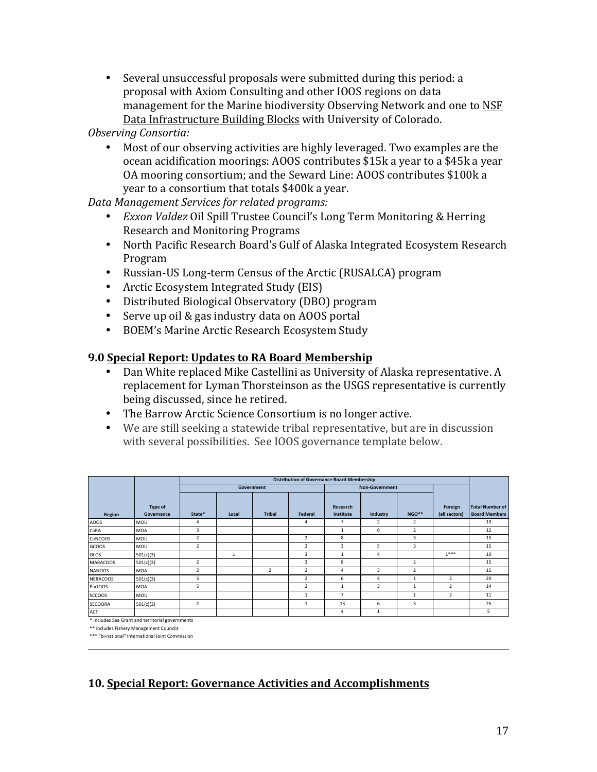- Several unsuccessful proposals were submitted during this period: a proposal with Axiom Consulting and other IOOS regions on data management for the Marine biodiversity Observing Network and one to NSF Data Infrastructure Building Blocks with University of Colorado.

*Observing Consortia:*

- Most of our observing activities are highly leveraged. Two examples are the ocean acidification moorings: AOOS contributes $15k a year to a $45k a year OA mooring consortium; and the Seward Line: AOOS contributes $100k a year to a consortium that totals $400k a year.

*Data Management Services for related programs:*

- *Exxon Valdez* Oil Spill Trustee Council's Long Term Monitoring & Herring Research and Monitoring Programs
- North Pacific Research Board's Gulf of Alaska Integrated Ecosystem Research Program
- Russian-US Long-term Census of the Arctic (RUSALCA) program
- Arctic Ecosystem Integrated Study (EIS)
- Distributed Biological Observatory (DBO) program
- Serve up oil & gas industry data on AOOS portal
- BOEM's Marine Arctic Research Ecosystem Study

### 9.0 Special Report: Updates to RA Board Membership

- Dan White replaced Mike Castellini as University of Alaska representative. A replacement for Lyman Thorsteinson as the USGS representative is currently being discussed, since he retired.
- The Barrow Arctic Science Consortium is no longer active.
- We are still seeking a statewide tribal representative, but are in discussion with several possibilities. See IOOS governance template below.

| | | Distribution of Governance Board Membership | | | | | | | | |
|---|---|---|---|---|---|---|---|---|---|---|
| | | Government | | | | Non-Government | | | | |
| Region | Type of Governance | State* | Local | Tribal | Federal | Research Institute | Industry | NGO** | Foreign (all sectors) | Total Number of Board Members |
| AOOS | MOU | 4 | | | 4 | 7 | 2 | 2 | | 19 |
| CaRA | MOA | 3 | | | | 1 | 6 | 2 | | 12 |
| CeNCOOS | MOU | 2 | | | 2 | 8 | | 3 | | 15 |
| GCOOS | MOU | 2 | | | 2 | 3 | 5 | 3 | | 15 |
| GLOS | 501(c)(3) | | 1 | | 3 | 1 | 4 | | 1*** | 10 |
| MARACOOS | 501(c)(3) | 2 | | | 3 | 8 | | 2 | | 15 |
| NANOOS | MOA | 2 | | 2 | 2 | 4 | 3 | 2 | | 15 |
| NERACOOS | 501(c)(3) | 5 | | | 2 | 6 | 4 | 1 | 2 | 20 |
| PacIOOS | MOA | 5 | | | 2 | 1 | 3 | 1 | 2 | 14 |
| SCCOOS | MOU | | | | 1 | 7 | | 1 | 2 | 11 |
| SECOORA | 501(c)(3) | 2 | | | 1 | 13 | 6 | 3 | | 25 |
| ACT | | | | | | 4 | 1 | | | 5 |

\* includes Sea Grant and territorial governments

** includes Fishery Management Councils

*** "bi-national" International Joint Commission

### 10. Special Report: Governance Activities and Accomplishments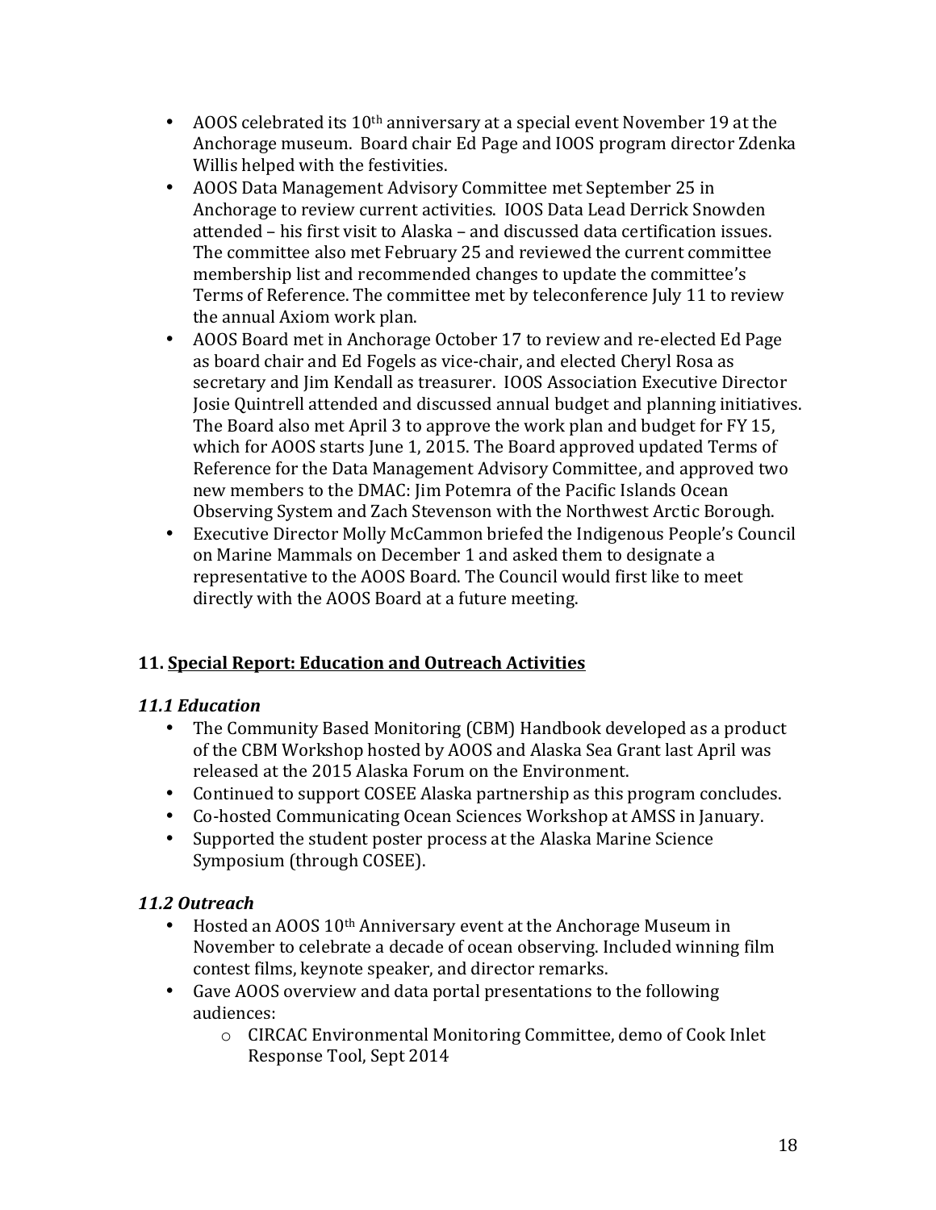- AOOS celebrated its 10th anniversary at a special event November 19 at the Anchorage museum. Board chair Ed Page and IOOS program director Zdenka Willis helped with the festivities.
- AOOS Data Management Advisory Committee met September 25 in Anchorage to review current activities. IOOS Data Lead Derrick Snowden attended – his first visit to Alaska – and discussed data certification issues. The committee also met February 25 and reviewed the current committee membership list and recommended changes to update the committee's Terms of Reference. The committee met by teleconference July 11 to review the annual Axiom work plan.
- AOOS Board met in Anchorage October 17 to review and re-elected Ed Page as board chair and Ed Fogels as vice-chair, and elected Cheryl Rosa as secretary and Jim Kendall as treasurer. IOOS Association Executive Director Josie Quintrell attended and discussed annual budget and planning initiatives. The Board also met April 3 to approve the work plan and budget for FY 15, which for AOOS starts June 1, 2015. The Board approved updated Terms of Reference for the Data Management Advisory Committee, and approved two new members to the DMAC: Jim Potemra of the Pacific Islands Ocean Observing System and Zach Stevenson with the Northwest Arctic Borough.
- Executive Director Molly McCammon briefed the Indigenous People's Council on Marine Mammals on December 1 and asked them to designate a representative to the AOOS Board. The Council would first like to meet directly with the AOOS Board at a future meeting.

## 11. <u>Special Report: Education and Outreach Activities</u>

### *11.1 Education*

- The Community Based Monitoring (CBM) Handbook developed as a product of the CBM Workshop hosted by AOOS and Alaska Sea Grant last April was released at the 2015 Alaska Forum on the Environment.
- Continued to support COSEE Alaska partnership as this program concludes.
- Co-hosted Communicating Ocean Sciences Workshop at AMSS in January.
- Supported the student poster process at the Alaska Marine Science Symposium (through COSEE).

### *11.2 Outreach*

- Hosted an AOOS 10th Anniversary event at the Anchorage Museum in November to celebrate a decade of ocean observing. Included winning film contest films, keynote speaker, and director remarks.
- Gave AOOS overview and data portal presentations to the following audiences:
    - CIRCAC Environmental Monitoring Committee, demo of Cook Inlet Response Tool, Sept 2014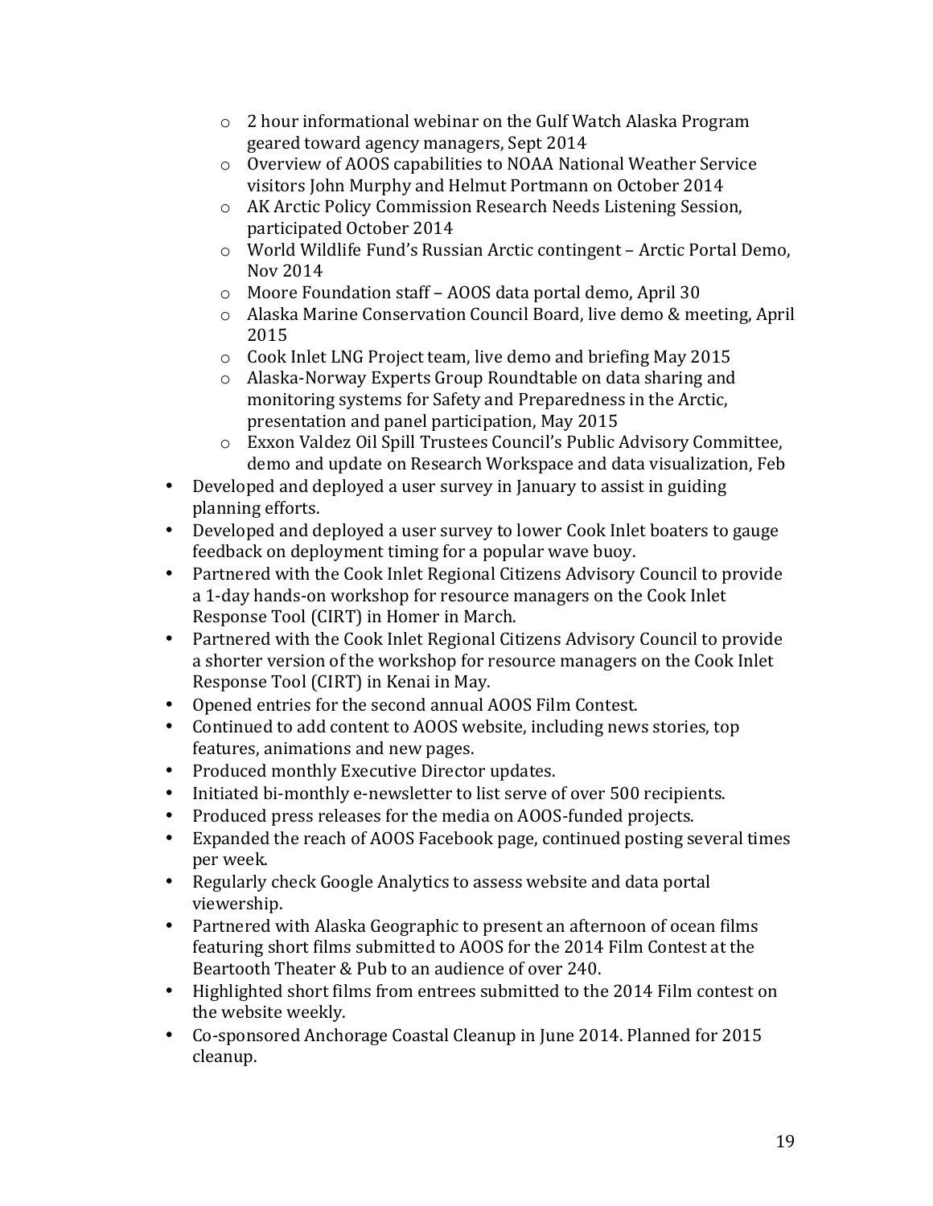- 2 hour informational webinar on the Gulf Watch Alaska Program geared toward agency managers, Sept 2014
  - Overview of AOOS capabilities to NOAA National Weather Service visitors John Murphy and Helmut Portmann on October 2014
  - AK Arctic Policy Commission Research Needs Listening Session, participated October 2014
  - World Wildlife Fund's Russian Arctic contingent – Arctic Portal Demo, Nov 2014
  - Moore Foundation staff – AOOS data portal demo, April 30
  - Alaska Marine Conservation Council Board, live demo & meeting, April 2015
  - Cook Inlet LNG Project team, live demo and briefing May 2015
  - Alaska-Norway Experts Group Roundtable on data sharing and monitoring systems for Safety and Preparedness in the Arctic, presentation and panel participation, May 2015
  - Exxon Valdez Oil Spill Trustees Council's Public Advisory Committee, demo and update on Research Workspace and data visualization, Feb
- Developed and deployed a user survey in January to assist in guiding planning efforts.
- Developed and deployed a user survey to lower Cook Inlet boaters to gauge feedback on deployment timing for a popular wave buoy.
- Partnered with the Cook Inlet Regional Citizens Advisory Council to provide a 1-day hands-on workshop for resource managers on the Cook Inlet Response Tool (CIRT) in Homer in March.
- Partnered with the Cook Inlet Regional Citizens Advisory Council to provide a shorter version of the workshop for resource managers on the Cook Inlet Response Tool (CIRT) in Kenai in May.
- Opened entries for the second annual AOOS Film Contest.
- Continued to add content to AOOS website, including news stories, top features, animations and new pages.
- Produced monthly Executive Director updates.
- Initiated bi-monthly e-newsletter to list serve of over 500 recipients.
- Produced press releases for the media on AOOS-funded projects.
- Expanded the reach of AOOS Facebook page, continued posting several times per week.
- Regularly check Google Analytics to assess website and data portal viewership.
- Partnered with Alaska Geographic to present an afternoon of ocean films featuring short films submitted to AOOS for the 2014 Film Contest at the Beartooth Theater & Pub to an audience of over 240.
- Highlighted short films from entrees submitted to the 2014 Film contest on the website weekly.
- Co-sponsored Anchorage Coastal Cleanup in June 2014. Planned for 2015 cleanup.